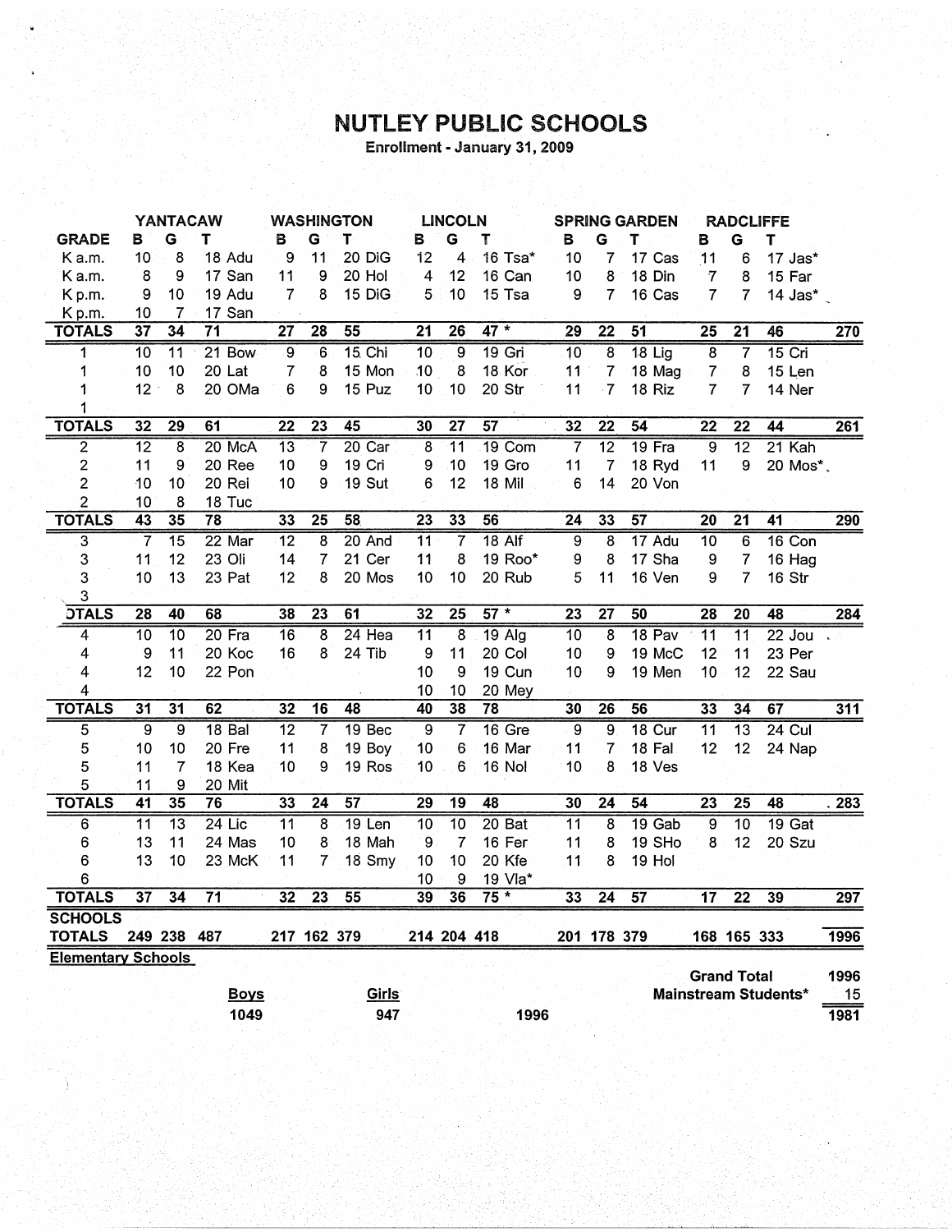# NUTLEY PUBLIC SCHOOLS

**Enrollment - January 31, 2009**

| | YANTACAW | | | WASHINGTON | | | LINCOLN | | | SPRING GARDEN | | | RADCLIFFE | | | |
|---|---|---|---|---|---|---|---|---|---|---|---|---|---|---|---|---|
| **GRADE** | **B** | **G** | **T** | **B** | **G** | **T** | **B** | **G** | **T** | **B** | **G** | **T** | **B** | **G** | **T** | |
| K a.m. | 10 | 8 | 18 Adu | 9 | 11 | 20 DiG | 12 | 4 | 16 Tsa* | 10 | 7 | 17 Cas | 11 | 6 | 17 Jas* | |
| K a.m. | 8 | 9 | 17 San | 11 | 9 | 20 Hol | 4 | 12 | 16 Can | 10 | 8 | 18 Din | 7 | 8 | 15 Far | |
| K p.m. | 9 | 10 | 19 Adu | 7 | 8 | 15 DiG | 5 | 10 | 15 Tsa | 9 | 7 | 16 Cas | 7 | 7 | 14 Jas* | |
| K p.m. | 10 | 7 | 17 San | | | | | | | | | | | | | |
| **TOTALS** | **37** | **34** | **71** | **27** | **28** | **55** | **21** | **26** | **47 *** | **29** | **22** | **51** | **25** | **21** | **46** | **270** |
| 1 | 10 | 11 | 21 Bow | 9 | 6 | 15 Chi | 10 | 9 | 19 Gri | 10 | 8 | 18 Lig | 8 | 7 | 15 Cri | |
| 1 | 10 | 10 | 20 Lat | 7 | 8 | 15 Mon | 10 | 8 | 18 Kor | 11 | 7 | 18 Mag | 7 | 8 | 15 Len | |
| 1 | 12 | 8 | 20 OMa | 6 | 9 | 15 Puz | 10 | 10 | 20 Str | 11 | 7 | 18 Riz | 7 | 7 | 14 Ner | |
| 1 | | | | | | | | | | | | | | | | |
| **TOTALS** | **32** | **29** | **61** | **22** | **23** | **45** | **30** | **27** | **57** | **32** | **22** | **54** | **22** | **22** | **44** | **261** |
| 2 | 12 | 8 | 20 McA | 13 | 7 | 20 Car | 8 | 11 | 19 Com | 7 | 12 | 19 Fra | 9 | 12 | 21 Kah | |
| 2 | 11 | 9 | 20 Ree | 10 | 9 | 19 Cri | 9 | 10 | 19 Gro | 11 | 7 | 18 Ryd | 11 | 9 | 20 Mos* | |
| 2 | 10 | 10 | 20 Rei | 10 | 9 | 19 Sut | 6 | 12 | 18 Mil | 6 | 14 | 20 Von | | | | |
| 2 | 10 | 8 | 18 Tuc | | | | | | | | | | | | | |
| **TOTALS** | **43** | **35** | **78** | **33** | **25** | **58** | **23** | **33** | **56** | **24** | **33** | **57** | **20** | **21** | **41** | **290** |
| 3 | 7 | 15 | 22 Mar | 12 | 8 | 20 And | 11 | 7 | 18 Alf | 9 | 8 | 17 Adu | 10 | 6 | 16 Con | |
| 3 | 11 | 12 | 23 Oli | 14 | 7 | 21 Cer | 11 | 8 | 19 Roo* | 9 | 8 | 17 Sha | 9 | 7 | 16 Hag | |
| 3 | 10 | 13 | 23 Pat | 12 | 8 | 20 Mos | 10 | 10 | 20 Rub | 5 | 11 | 16 Ven | 9 | 7 | 16 Str | |
| 3 | | | | | | | | | | | | | | | | |
| **OTALS** | **28** | **40** | **68** | **38** | **23** | **61** | **32** | **25** | **57 *** | **23** | **27** | **50** | **28** | **20** | **48** | **284** |
| 4 | 10 | 10 | 20 Fra | 16 | 8 | 24 Hea | 11 | 8 | 19 Alg | 10 | 8 | 18 Pav | 11 | 11 | 22 Jou | |
| 4 | 9 | 11 | 20 Koc | 16 | 8 | 24 Tib | 9 | 11 | 20 Col | 10 | 9 | 19 McC | 12 | 11 | 23 Per | |
| 4 | 12 | 10 | 22 Pon | | | | 10 | 9 | 19 Cun | 10 | 9 | 19 Men | 10 | 12 | 22 Sau | |
| 4 | | | | | | | 10 | 10 | 20 Mey | | | | | | | |
| **TOTALS** | **31** | **31** | **62** | **32** | **16** | **48** | **40** | **38** | **78** | **30** | **26** | **56** | **33** | **34** | **67** | **311** |
| 5 | 9 | 9 | 18 Bal | 12 | 7 | 19 Bec | 9 | 7 | 16 Gre | 9 | 9 | 18 Cur | 11 | 13 | 24 Cul | |
| 5 | 10 | 10 | 20 Fre | 11 | 8 | 19 Boy | 10 | 6 | 16 Mar | 11 | 7 | 18 Fal | 12 | 12 | 24 Nap | |
| 5 | 11 | 7 | 18 Kea | 10 | 9 | 19 Ros | 10 | 6 | 16 Nol | 10 | 8 | 18 Ves | | | | |
| 5 | 11 | 9 | 20 Mit | | | | | | | | | | | | | |
| **TOTALS** | **41** | **35** | **76** | **33** | **24** | **57** | **29** | **19** | **48** | **30** | **24** | **54** | **23** | **25** | **48** | **283** |
| 6 | 11 | 13 | 24 Lic | 11 | 8 | 19 Len | 10 | 10 | 20 Bat | 11 | 8 | 19 Gab | 9 | 10 | 19 Gat | |
| 6 | 13 | 11 | 24 Mas | 10 | 8 | 18 Mah | 9 | 7 | 16 Fer | 11 | 8 | 19 SHo | 8 | 12 | 20 Szu | |
| 6 | 13 | 10 | 23 McK | 11 | 7 | 18 Smy | 10 | 10 | 20 Kfe | 11 | 8 | 19 Hol | | | | |
| 6 | | | | | | | 10 | 9 | 19 Vla* | | | | | | | |
| **TOTALS** | **37** | **34** | **71** | **32** | **23** | **55** | **39** | **36** | **75 *** | **33** | **24** | **57** | **17** | **22** | **39** | **297** |
| **SCHOOLS TOTALS** | **249** | **238** | **487** | **217** | **162** | **379** | **214** | **204** | **418** | **201** | **178** | **379** | **168** | **165** | **333** | **1996** |

**Elementary Schools**

| Boys | Girls | | |
|---|---|---|---|
| 1049 | 947 | 1996 | |

| | |
|---|---|
| **Grand Total** | **1996** |
| **Mainstream Students*** | **15** |
| | **1981** |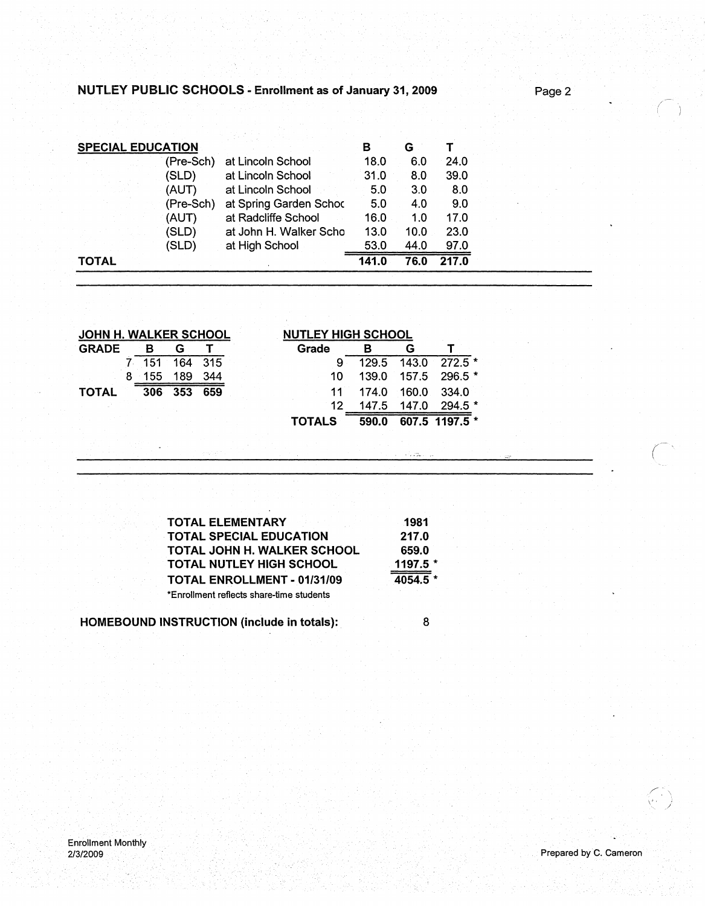## NUTLEY PUBLIC SCHOOLS - Enrollment as of January 31, 2009

| SPECIAL EDUCATION | | | B | G | T |
|---|---|---|---|---|---|
| | (Pre-Sch) | at Lincoln School | 18.0 | 6.0 | 24.0 |
| | (SLD) | at Lincoln School | 31.0 | 8.0 | 39.0 |
| | (AUT) | at Lincoln School | 5.0 | 3.0 | 8.0 |
| | (Pre-Sch) | at Spring Garden Schoc | 5.0 | 4.0 | 9.0 |
| | (AUT) | at Radcliffe School | 16.0 | 1.0 | 17.0 |
| | (SLD) | at John H. Walker Scho | 13.0 | 10.0 | 23.0 |
| | (SLD) | at High School | 53.0 | 44.0 | 97.0 |
| **TOTAL** | | | 141.0 | 76.0 | 217.0 |

**JOHN H. WALKER SCHOOL**

| GRADE | B | G | T |
|---|---|---|---|
| 7 | 151 | 164 | 315 |
| 8 | 155 | 189 | 344 |
| **TOTAL** | 306 | 353 | 659 |

**NUTLEY HIGH SCHOOL**

| Grade | B | G | T |
|---|---|---|---|
| 9 | 129.5 | 143.0 | 272.5 * |
| 10 | 139.0 | 157.5 | 296.5 * |
| 11 | 174.0 | 160.0 | 334.0 |
| 12 | 147.5 | 147.0 | 294.5 * |
| **TOTALS** | 590.0 | 607.5 | 1197.5 * |

| | |
|---|---|
| **TOTAL ELEMENTARY** | **1981** |
| **TOTAL SPECIAL EDUCATION** | **217.0** |
| **TOTAL JOHN H. WALKER SCHOOL** | **659.0** |
| **TOTAL NUTLEY HIGH SCHOOL** | **1197.5 *** |
| **TOTAL ENROLLMENT - 01/31/09** | **4054.5 *** |

*Enrollment reflects share-time students

**HOMEBOUND INSTRUCTION (include in totals):** 8

Enrollment Monthly
2/3/2009

Prepared by C. Cameron